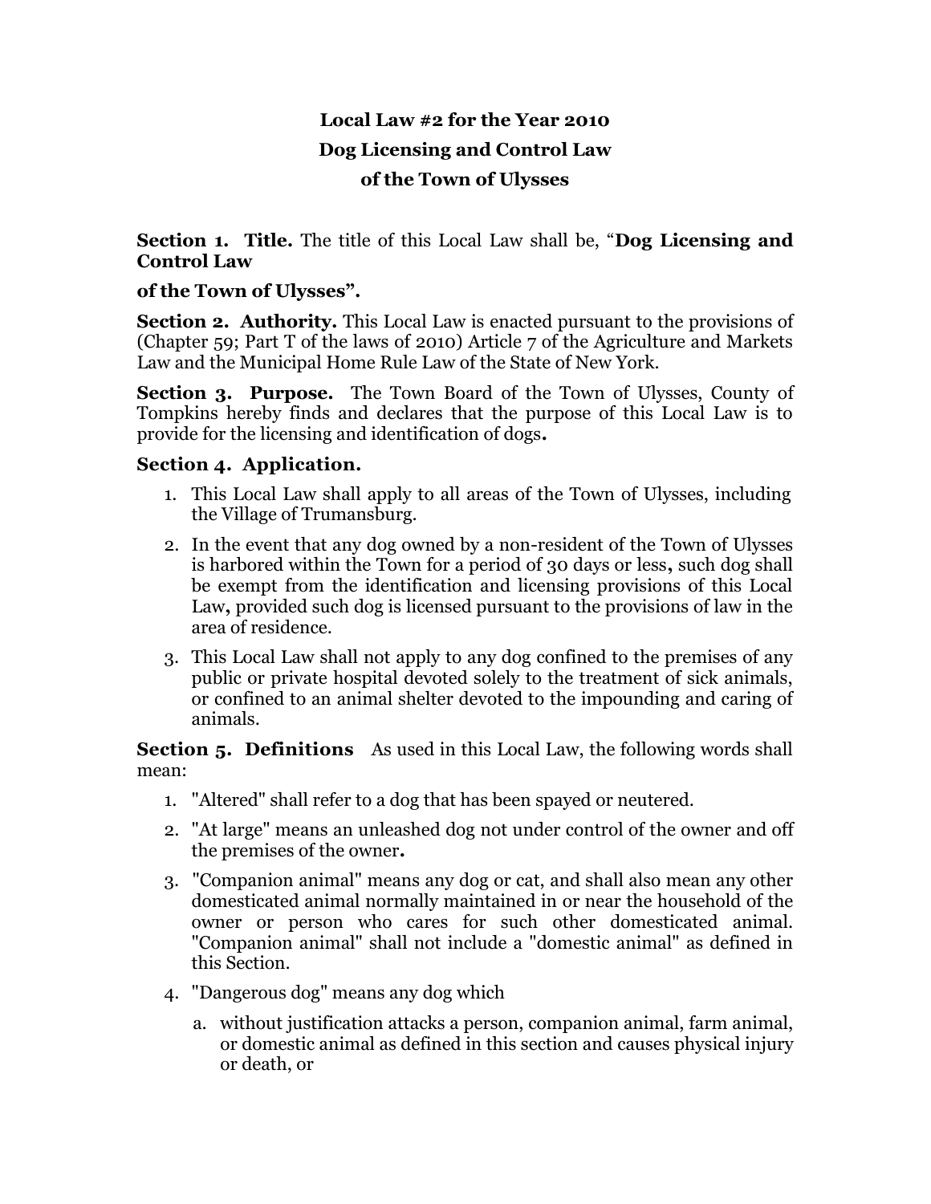# Local Law #2 for the Year 2010
# Dog Licensing and Control Law
# of the Town of Ulysses

**Section 1. Title.** The title of this Local Law shall be, "**Dog Licensing and Control Law**

**of the Town of Ulysses".**

**Section 2. Authority.** This Local Law is enacted pursuant to the provisions of (Chapter 59; Part T of the laws of 2010) Article 7 of the Agriculture and Markets Law and the Municipal Home Rule Law of the State of New York.

**Section 3. Purpose.** The Town Board of the Town of Ulysses, County of Tompkins hereby finds and declares that the purpose of this Local Law is to provide for the licensing and identification of dogs**.**

**Section 4. Application.**

1. This Local Law shall apply to all areas of the Town of Ulysses, including the Village of Trumansburg.
2. In the event that any dog owned by a non-resident of the Town of Ulysses is harbored within the Town for a period of 30 days or less**,** such dog shall be exempt from the identification and licensing provisions of this Local Law**,** provided such dog is licensed pursuant to the provisions of law in the area of residence.
3. This Local Law shall not apply to any dog confined to the premises of any public or private hospital devoted solely to the treatment of sick animals, or confined to an animal shelter devoted to the impounding and caring of animals.

**Section 5. Definitions** As used in this Local Law, the following words shall mean:

1. "Altered" shall refer to a dog that has been spayed or neutered.
2. "At large" means an unleashed dog not under control of the owner and off the premises of the owner**.**
3. "Companion animal" means any dog or cat, and shall also mean any other domesticated animal normally maintained in or near the household of the owner or person who cares for such other domesticated animal. "Companion animal" shall not include a "domestic animal" as defined in this Section.
4. "Dangerous dog" means any dog which
   a. without justification attacks a person, companion animal, farm animal, or domestic animal as defined in this section and causes physical injury or death, or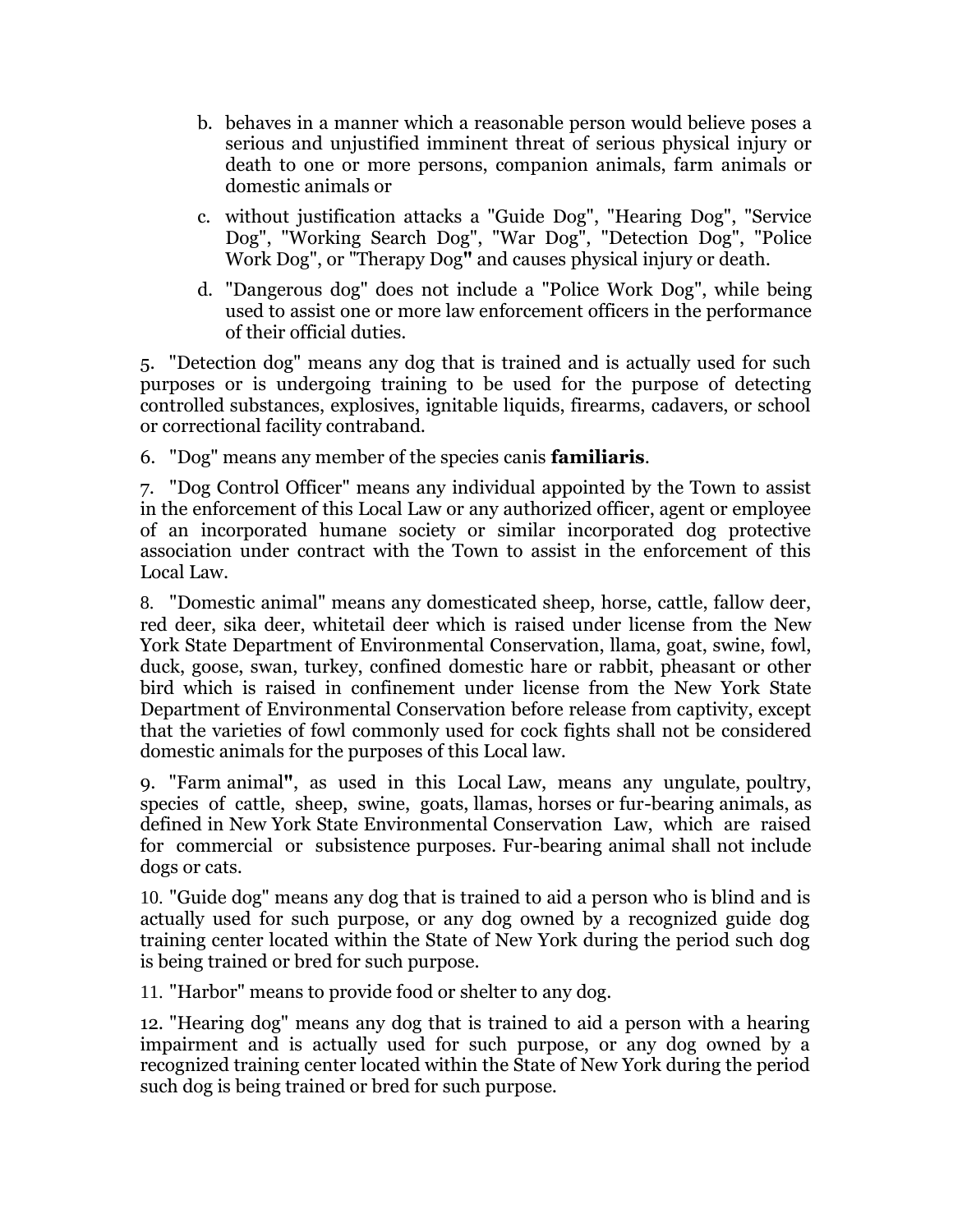b. behaves in a manner which a reasonable person would believe poses a serious and unjustified imminent threat of serious physical injury or death to one or more persons, companion animals, farm animals or domestic animals or

c. without justification attacks a "Guide Dog", "Hearing Dog", "Service Dog", "Working Search Dog", "War Dog", "Detection Dog", "Police Work Dog", or "Therapy Dog**"** and causes physical injury or death.

d. "Dangerous dog" does not include a "Police Work Dog", while being used to assist one or more law enforcement officers in the performance of their official duties.

5. "Detection dog" means any dog that is trained and is actually used for such purposes or is undergoing training to be used for the purpose of detecting controlled substances, explosives, ignitable liquids, firearms, cadavers, or school or correctional facility contraband.

6. "Dog" means any member of the species canis **familiaris**.

7. "Dog Control Officer" means any individual appointed by the Town to assist in the enforcement of this Local Law or any authorized officer, agent or employee of an incorporated humane society or similar incorporated dog protective association under contract with the Town to assist in the enforcement of this Local Law.

8. "Domestic animal" means any domesticated sheep, horse, cattle, fallow deer, red deer, sika deer, whitetail deer which is raised under license from the New York State Department of Environmental Conservation, llama, goat, swine, fowl, duck, goose, swan, turkey, confined domestic hare or rabbit, pheasant or other bird which is raised in confinement under license from the New York State Department of Environmental Conservation before release from captivity, except that the varieties of fowl commonly used for cock fights shall not be considered domestic animals for the purposes of this Local law.

9. "Farm animal**"**, as used in this Local Law, means any ungulate, poultry, species of cattle, sheep, swine, goats, llamas, horses or fur-bearing animals, as defined in New York State Environmental Conservation Law, which are raised for commercial or subsistence purposes. Fur-bearing animal shall not include dogs or cats.

10. "Guide dog" means any dog that is trained to aid a person who is blind and is actually used for such purpose, or any dog owned by a recognized guide dog training center located within the State of New York during the period such dog is being trained or bred for such purpose.

11. "Harbor" means to provide food or shelter to any dog.

12. "Hearing dog" means any dog that is trained to aid a person with a hearing impairment and is actually used for such purpose, or any dog owned by a recognized training center located within the State of New York during the period such dog is being trained or bred for such purpose.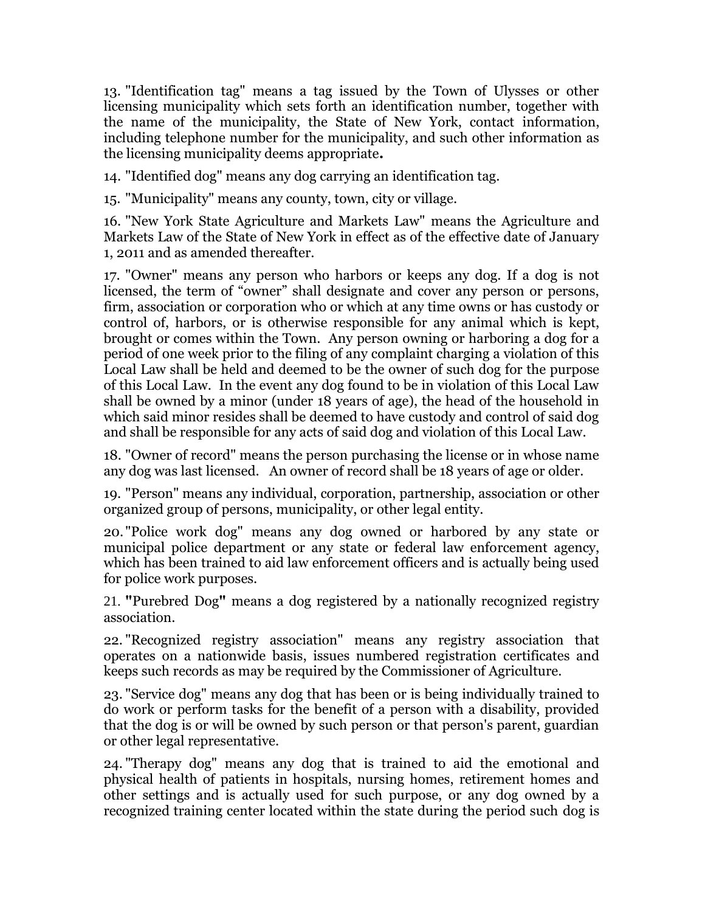13. "Identification tag" means a tag issued by the Town of Ulysses or other licensing municipality which sets forth an identification number, together with the name of the municipality, the State of New York, contact information, including telephone number for the municipality, and such other information as the licensing municipality deems appropriate**.**

14. "Identified dog" means any dog carrying an identification tag.

15. "Municipality" means any county, town, city or village.

16. "New York State Agriculture and Markets Law" means the Agriculture and Markets Law of the State of New York in effect as of the effective date of January 1, 2011 and as amended thereafter.

17. "Owner" means any person who harbors or keeps any dog. If a dog is not licensed, the term of "owner" shall designate and cover any person or persons, firm, association or corporation who or which at any time owns or has custody or control of, harbors, or is otherwise responsible for any animal which is kept, brought or comes within the Town. Any person owning or harboring a dog for a period of one week prior to the filing of any complaint charging a violation of this Local Law shall be held and deemed to be the owner of such dog for the purpose of this Local Law. In the event any dog found to be in violation of this Local Law shall be owned by a minor (under 18 years of age), the head of the household in which said minor resides shall be deemed to have custody and control of said dog and shall be responsible for any acts of said dog and violation of this Local Law.

18. "Owner of record" means the person purchasing the license or in whose name any dog was last licensed. An owner of record shall be 18 years of age or older.

19. "Person" means any individual, corporation, partnership, association or other organized group of persons, municipality, or other legal entity.

20. "Police work dog" means any dog owned or harbored by any state or municipal police department or any state or federal law enforcement agency, which has been trained to aid law enforcement officers and is actually being used for police work purposes.

21. **"**Purebred Dog**"** means a dog registered by a nationally recognized registry association.

22. "Recognized registry association" means any registry association that operates on a nationwide basis, issues numbered registration certificates and keeps such records as may be required by the Commissioner of Agriculture.

23. "Service dog" means any dog that has been or is being individually trained to do work or perform tasks for the benefit of a person with a disability, provided that the dog is or will be owned by such person or that person's parent, guardian or other legal representative.

24. "Therapy dog" means any dog that is trained to aid the emotional and physical health of patients in hospitals, nursing homes, retirement homes and other settings and is actually used for such purpose, or any dog owned by a recognized training center located within the state during the period such dog is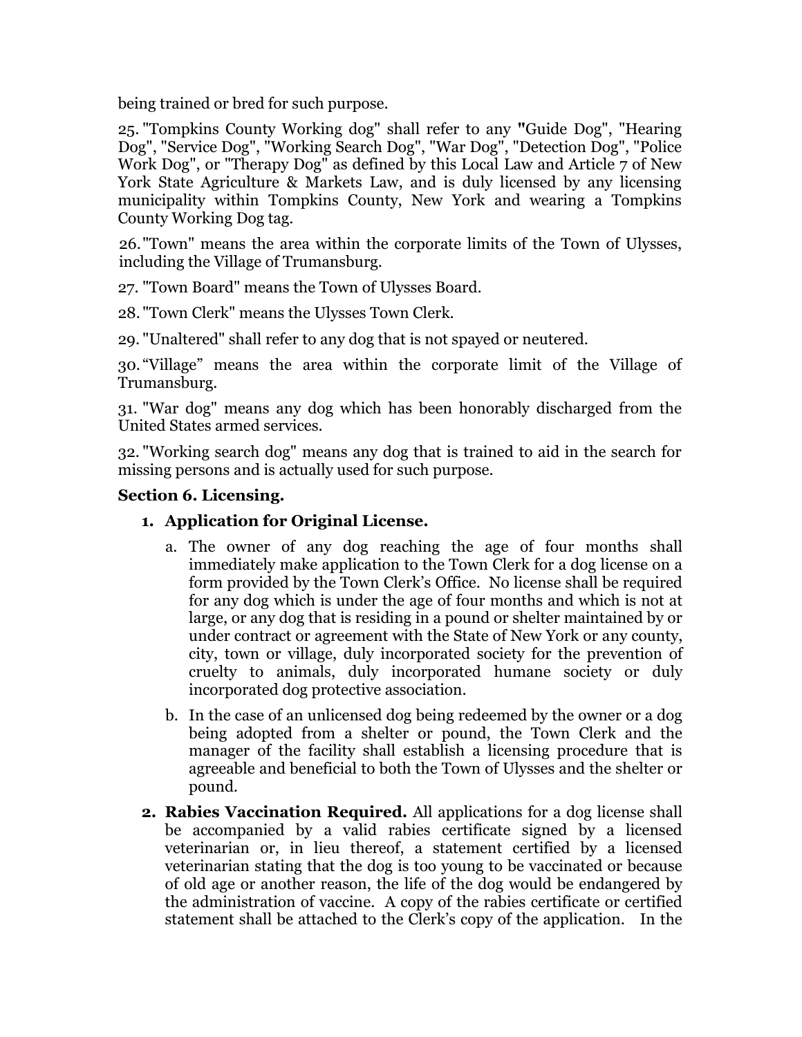being trained or bred for such purpose.

25. "Tompkins County Working dog" shall refer to any "Guide Dog", "Hearing Dog", "Service Dog", "Working Search Dog", "War Dog", "Detection Dog", "Police Work Dog", or "Therapy Dog" as defined by this Local Law and Article 7 of New York State Agriculture & Markets Law, and is duly licensed by any licensing municipality within Tompkins County, New York and wearing a Tompkins County Working Dog tag.

26. "Town" means the area within the corporate limits of the Town of Ulysses, including the Village of Trumansburg.

27. "Town Board" means the Town of Ulysses Board.

28. "Town Clerk" means the Ulysses Town Clerk.

29. "Unaltered" shall refer to any dog that is not spayed or neutered.

30. "Village" means the area within the corporate limit of the Village of Trumansburg.

31. "War dog" means any dog which has been honorably discharged from the United States armed services.

32. "Working search dog" means any dog that is trained to aid in the search for missing persons and is actually used for such purpose.

### Section 6. Licensing.

1. **Application for Original License.**
   a. The owner of any dog reaching the age of four months shall immediately make application to the Town Clerk for a dog license on a form provided by the Town Clerk's Office. No license shall be required for any dog which is under the age of four months and which is not at large, or any dog that is residing in a pound or shelter maintained by or under contract or agreement with the State of New York or any county, city, town or village, duly incorporated society for the prevention of cruelty to animals, duly incorporated humane society or duly incorporated dog protective association.
   b. In the case of an unlicensed dog being redeemed by the owner or a dog being adopted from a shelter or pound, the Town Clerk and the manager of the facility shall establish a licensing procedure that is agreeable and beneficial to both the Town of Ulysses and the shelter or pound.
2. **Rabies Vaccination Required.** All applications for a dog license shall be accompanied by a valid rabies certificate signed by a licensed veterinarian or, in lieu thereof, a statement certified by a licensed veterinarian stating that the dog is too young to be vaccinated or because of old age or another reason, the life of the dog would be endangered by the administration of vaccine. A copy of the rabies certificate or certified statement shall be attached to the Clerk's copy of the application. In the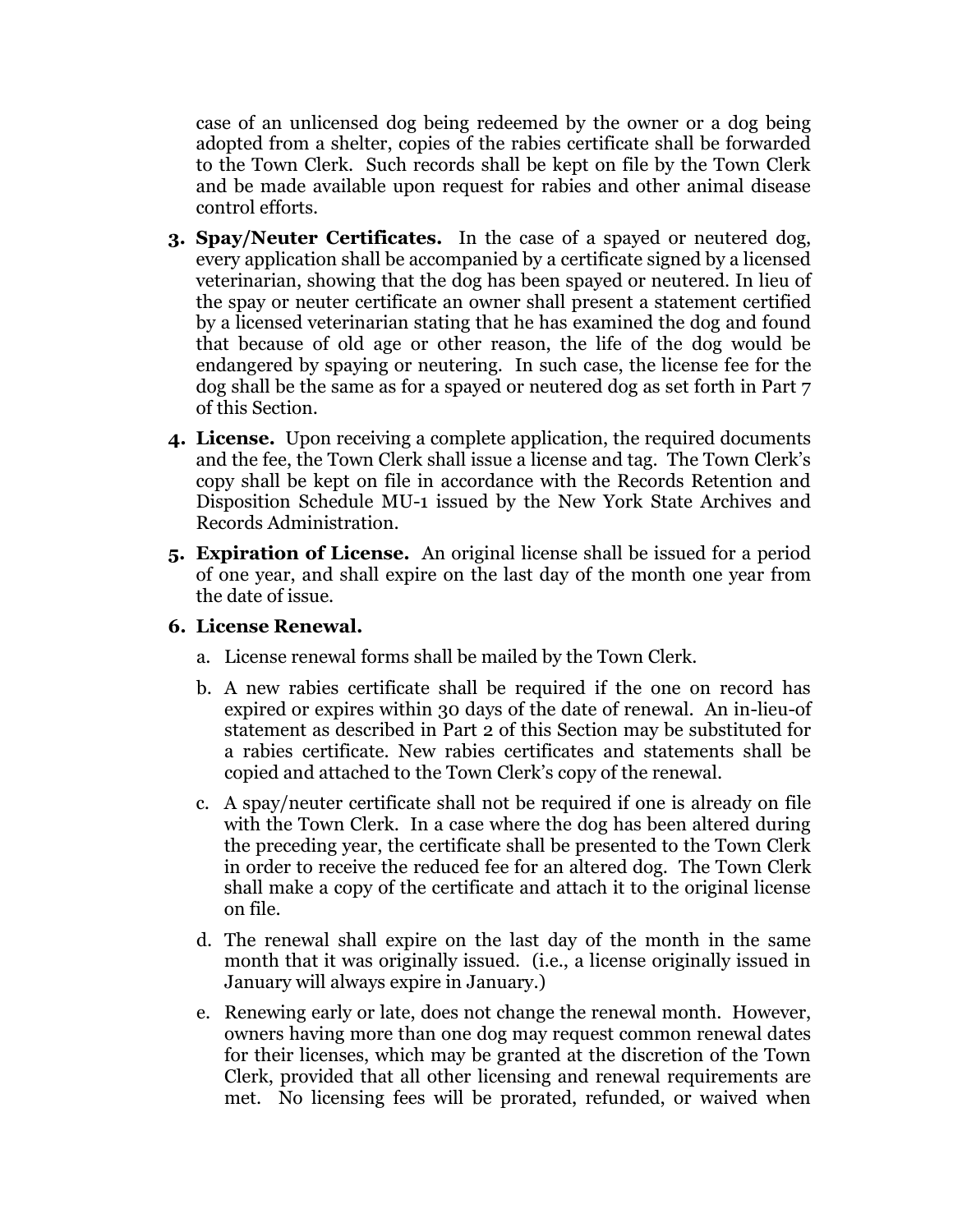case of an unlicensed dog being redeemed by the owner or a dog being adopted from a shelter, copies of the rabies certificate shall be forwarded to the Town Clerk. Such records shall be kept on file by the Town Clerk and be made available upon request for rabies and other animal disease control efforts.

3. **Spay/Neuter Certificates.** In the case of a spayed or neutered dog, every application shall be accompanied by a certificate signed by a licensed veterinarian, showing that the dog has been spayed or neutered. In lieu of the spay or neuter certificate an owner shall present a statement certified by a licensed veterinarian stating that he has examined the dog and found that because of old age or other reason, the life of the dog would be endangered by spaying or neutering. In such case, the license fee for the dog shall be the same as for a spayed or neutered dog as set forth in Part 7 of this Section.

4. **License.** Upon receiving a complete application, the required documents and the fee, the Town Clerk shall issue a license and tag. The Town Clerk's copy shall be kept on file in accordance with the Records Retention and Disposition Schedule MU-1 issued by the New York State Archives and Records Administration.

5. **Expiration of License.** An original license shall be issued for a period of one year, and shall expire on the last day of the month one year from the date of issue.

6. **License Renewal.**

   a. License renewal forms shall be mailed by the Town Clerk.

   b. A new rabies certificate shall be required if the one on record has expired or expires within 30 days of the date of renewal. An in-lieu-of statement as described in Part 2 of this Section may be substituted for a rabies certificate. New rabies certificates and statements shall be copied and attached to the Town Clerk's copy of the renewal.

   c. A spay/neuter certificate shall not be required if one is already on file with the Town Clerk. In a case where the dog has been altered during the preceding year, the certificate shall be presented to the Town Clerk in order to receive the reduced fee for an altered dog. The Town Clerk shall make a copy of the certificate and attach it to the original license on file.

   d. The renewal shall expire on the last day of the month in the same month that it was originally issued. (i.e., a license originally issued in January will always expire in January.)

   e. Renewing early or late, does not change the renewal month. However, owners having more than one dog may request common renewal dates for their licenses, which may be granted at the discretion of the Town Clerk, provided that all other licensing and renewal requirements are met. No licensing fees will be prorated, refunded, or waived when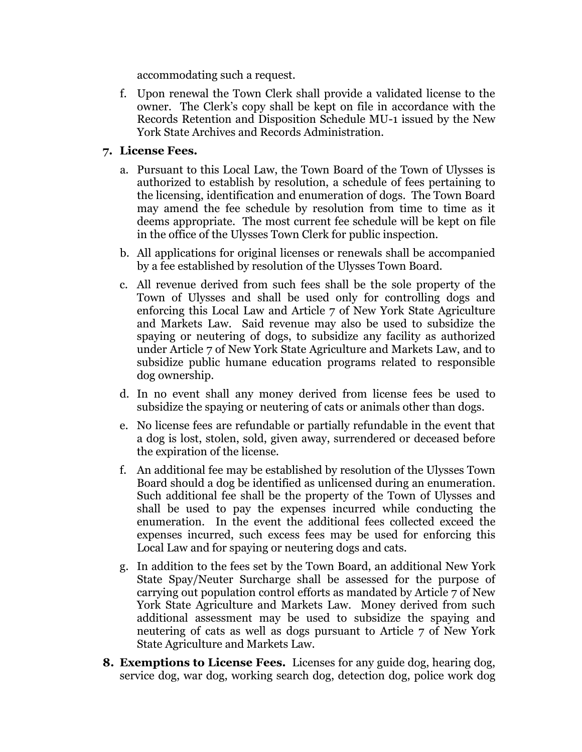accommodating such a request.

f. Upon renewal the Town Clerk shall provide a validated license to the owner. The Clerk's copy shall be kept on file in accordance with the Records Retention and Disposition Schedule MU-1 issued by the New York State Archives and Records Administration.

**7. License Fees.**

a. Pursuant to this Local Law, the Town Board of the Town of Ulysses is authorized to establish by resolution, a schedule of fees pertaining to the licensing, identification and enumeration of dogs. The Town Board may amend the fee schedule by resolution from time to time as it deems appropriate. The most current fee schedule will be kept on file in the office of the Ulysses Town Clerk for public inspection.

b. All applications for original licenses or renewals shall be accompanied by a fee established by resolution of the Ulysses Town Board.

c. All revenue derived from such fees shall be the sole property of the Town of Ulysses and shall be used only for controlling dogs and enforcing this Local Law and Article 7 of New York State Agriculture and Markets Law. Said revenue may also be used to subsidize the spaying or neutering of dogs, to subsidize any facility as authorized under Article 7 of New York State Agriculture and Markets Law, and to subsidize public humane education programs related to responsible dog ownership.

d. In no event shall any money derived from license fees be used to subsidize the spaying or neutering of cats or animals other than dogs.

e. No license fees are refundable or partially refundable in the event that a dog is lost, stolen, sold, given away, surrendered or deceased before the expiration of the license.

f. An additional fee may be established by resolution of the Ulysses Town Board should a dog be identified as unlicensed during an enumeration. Such additional fee shall be the property of the Town of Ulysses and shall be used to pay the expenses incurred while conducting the enumeration. In the event the additional fees collected exceed the expenses incurred, such excess fees may be used for enforcing this Local Law and for spaying or neutering dogs and cats.

g. In addition to the fees set by the Town Board, an additional New York State Spay/Neuter Surcharge shall be assessed for the purpose of carrying out population control efforts as mandated by Article 7 of New York State Agriculture and Markets Law. Money derived from such additional assessment may be used to subsidize the spaying and neutering of cats as well as dogs pursuant to Article 7 of New York State Agriculture and Markets Law.

**8. Exemptions to License Fees.** Licenses for any guide dog, hearing dog, service dog, war dog, working search dog, detection dog, police work dog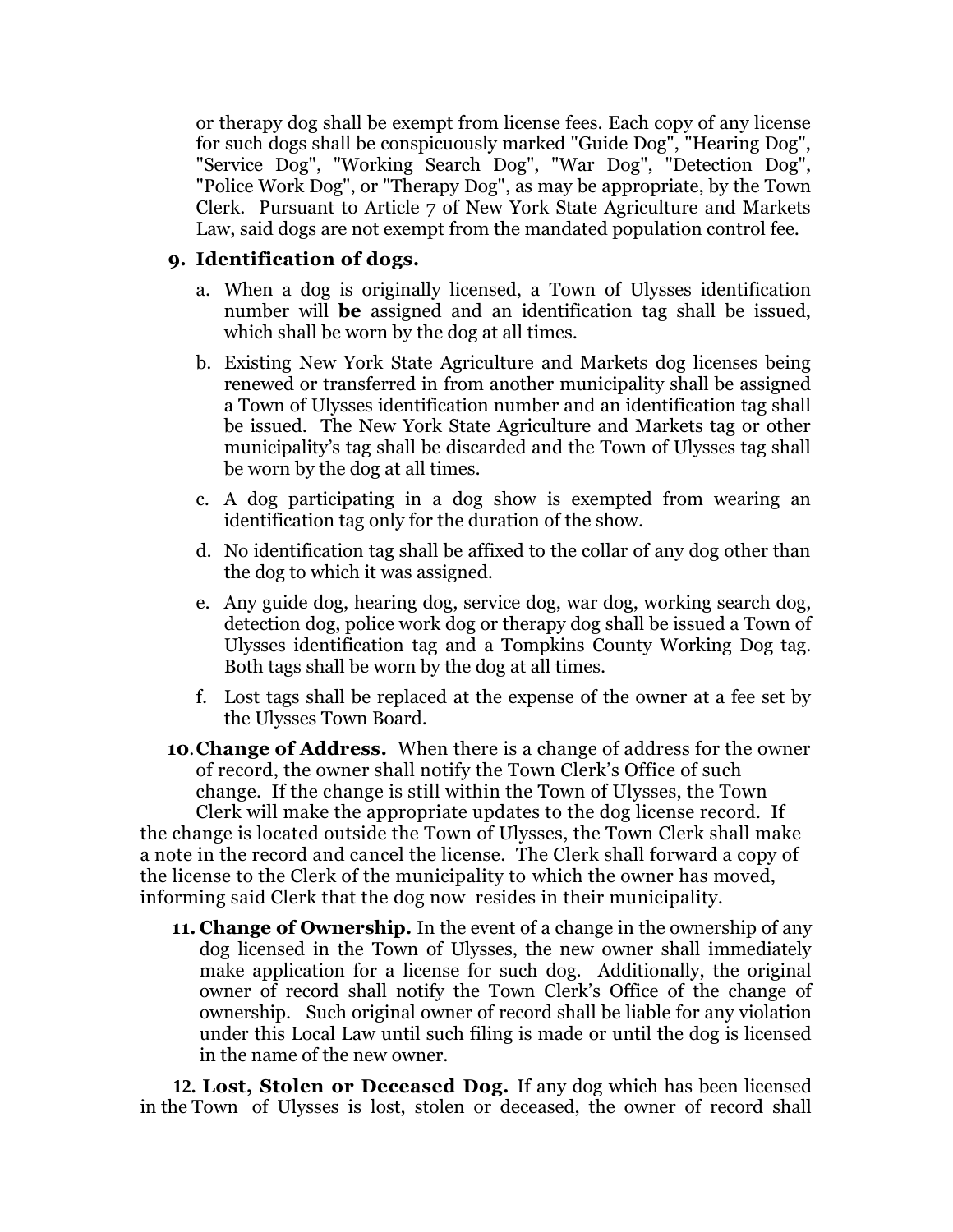or therapy dog shall be exempt from license fees. Each copy of any license for such dogs shall be conspicuously marked "Guide Dog", "Hearing Dog", "Service Dog", "Working Search Dog", "War Dog", "Detection Dog", "Police Work Dog", or "Therapy Dog", as may be appropriate, by the Town Clerk. Pursuant to Article 7 of New York State Agriculture and Markets Law, said dogs are not exempt from the mandated population control fee.

9. **Identification of dogs.**

   a. When a dog is originally licensed, a Town of Ulysses identification number will **be** assigned and an identification tag shall be issued, which shall be worn by the dog at all times.

   b. Existing New York State Agriculture and Markets dog licenses being renewed or transferred in from another municipality shall be assigned a Town of Ulysses identification number and an identification tag shall be issued. The New York State Agriculture and Markets tag or other municipality's tag shall be discarded and the Town of Ulysses tag shall be worn by the dog at all times.

   c. A dog participating in a dog show is exempted from wearing an identification tag only for the duration of the show.

   d. No identification tag shall be affixed to the collar of any dog other than the dog to which it was assigned.

   e. Any guide dog, hearing dog, service dog, war dog, working search dog, detection dog, police work dog or therapy dog shall be issued a Town of Ulysses identification tag and a Tompkins County Working Dog tag. Both tags shall be worn by the dog at all times.

   f. Lost tags shall be replaced at the expense of the owner at a fee set by the Ulysses Town Board.

10. **Change of Address.** When there is a change of address for the owner of record, the owner shall notify the Town Clerk's Office of such change. If the change is still within the Town of Ulysses, the Town Clerk will make the appropriate updates to the dog license record. If the change is located outside the Town of Ulysses, the Town Clerk shall make a note in the record and cancel the license. The Clerk shall forward a copy of the license to the Clerk of the municipality to which the owner has moved, informing said Clerk that the dog now resides in their municipality.

11. **Change of Ownership.** In the event of a change in the ownership of any dog licensed in the Town of Ulysses, the new owner shall immediately make application for a license for such dog. Additionally, the original owner of record shall notify the Town Clerk's Office of the change of ownership. Such original owner of record shall be liable for any violation under this Local Law until such filing is made or until the dog is licensed in the name of the new owner.

12. **Lost, Stolen or Deceased Dog.** If any dog which has been licensed in the Town of Ulysses is lost, stolen or deceased, the owner of record shall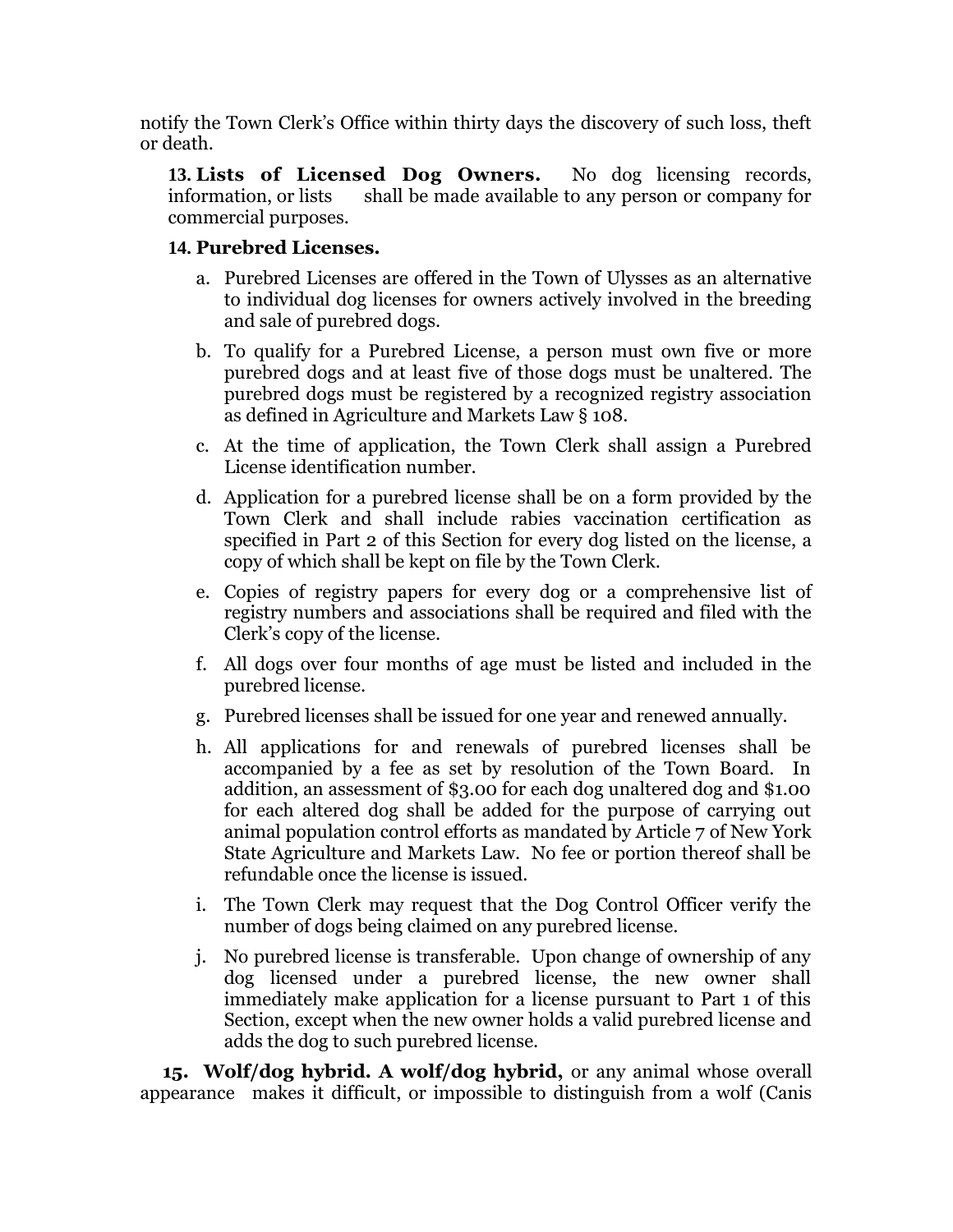notify the Town Clerk's Office within thirty days the discovery of such loss, theft or death.

**13. Lists of Licensed Dog Owners.** No dog licensing records, information, or lists shall be made available to any person or company for commercial purposes.

**14. Purebred Licenses.**

a. Purebred Licenses are offered in the Town of Ulysses as an alternative to individual dog licenses for owners actively involved in the breeding and sale of purebred dogs.

b. To qualify for a Purebred License, a person must own five or more purebred dogs and at least five of those dogs must be unaltered. The purebred dogs must be registered by a recognized registry association as defined in Agriculture and Markets Law § 108.

c. At the time of application, the Town Clerk shall assign a Purebred License identification number.

d. Application for a purebred license shall be on a form provided by the Town Clerk and shall include rabies vaccination certification as specified in Part 2 of this Section for every dog listed on the license, a copy of which shall be kept on file by the Town Clerk.

e. Copies of registry papers for every dog or a comprehensive list of registry numbers and associations shall be required and filed with the Clerk's copy of the license.

f. All dogs over four months of age must be listed and included in the purebred license.

g. Purebred licenses shall be issued for one year and renewed annually.

h. All applications for and renewals of purebred licenses shall be accompanied by a fee as set by resolution of the Town Board. In addition, an assessment of $3.00 for each dog unaltered dog and $1.00 for each altered dog shall be added for the purpose of carrying out animal population control efforts as mandated by Article 7 of New York State Agriculture and Markets Law. No fee or portion thereof shall be refundable once the license is issued.

i. The Town Clerk may request that the Dog Control Officer verify the number of dogs being claimed on any purebred license.

j. No purebred license is transferable. Upon change of ownership of any dog licensed under a purebred license, the new owner shall immediately make application for a license pursuant to Part 1 of this Section, except when the new owner holds a valid purebred license and adds the dog to such purebred license.

**15. Wolf/dog hybrid. A wolf/dog hybrid,** or any animal whose overall appearance makes it difficult, or impossible to distinguish from a wolf (Canis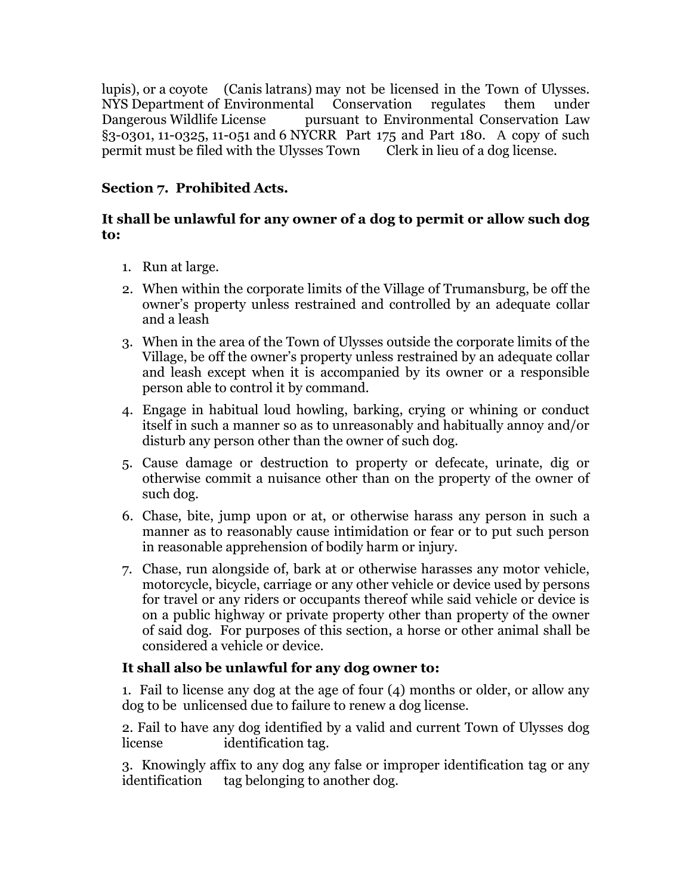lupis), or a coyote (Canis latrans) may not be licensed in the Town of Ulysses. NYS Department of Environmental Conservation regulates them under Dangerous Wildlife License pursuant to Environmental Conservation Law §3-0301, 11-0325, 11-051 and 6 NYCRR Part 175 and Part 180. A copy of such permit must be filed with the Ulysses Town Clerk in lieu of a dog license.

**Section 7. Prohibited Acts.**

**It shall be unlawful for any owner of a dog to permit or allow such dog to:**

1. Run at large.
2. When within the corporate limits of the Village of Trumansburg, be off the owner's property unless restrained and controlled by an adequate collar and a leash
3. When in the area of the Town of Ulysses outside the corporate limits of the Village, be off the owner's property unless restrained by an adequate collar and leash except when it is accompanied by its owner or a responsible person able to control it by command.
4. Engage in habitual loud howling, barking, crying or whining or conduct itself in such a manner so as to unreasonably and habitually annoy and/or disturb any person other than the owner of such dog.
5. Cause damage or destruction to property or defecate, urinate, dig or otherwise commit a nuisance other than on the property of the owner of such dog.
6. Chase, bite, jump upon or at, or otherwise harass any person in such a manner as to reasonably cause intimidation or fear or to put such person in reasonable apprehension of bodily harm or injury.
7. Chase, run alongside of, bark at or otherwise harasses any motor vehicle, motorcycle, bicycle, carriage or any other vehicle or device used by persons for travel or any riders or occupants thereof while said vehicle or device is on a public highway or private property other than property of the owner of said dog. For purposes of this section, a horse or other animal shall be considered a vehicle or device.

**It shall also be unlawful for any dog owner to:**

1. Fail to license any dog at the age of four (4) months or older, or allow any dog to be unlicensed due to failure to renew a dog license.

2. Fail to have any dog identified by a valid and current Town of Ulysses dog license identification tag.

3. Knowingly affix to any dog any false or improper identification tag or any identification tag belonging to another dog.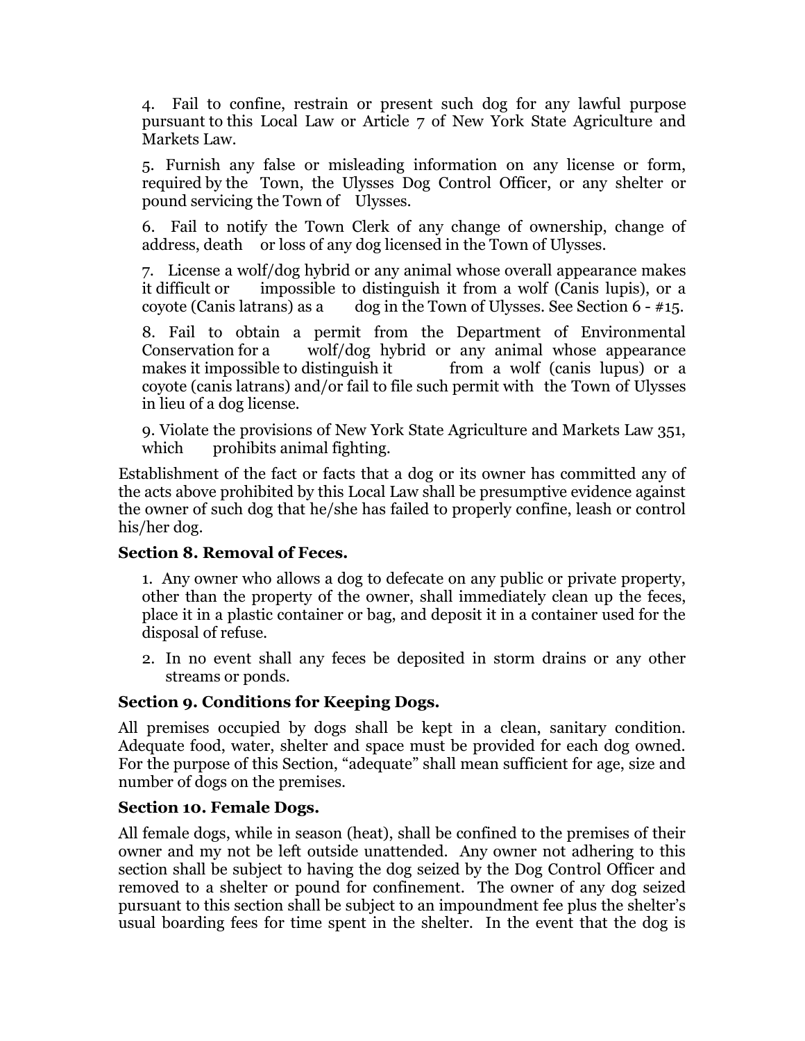4. Fail to confine, restrain or present such dog for any lawful purpose pursuant to this Local Law or Article 7 of New York State Agriculture and Markets Law.

5. Furnish any false or misleading information on any license or form, required by the Town, the Ulysses Dog Control Officer, or any shelter or pound servicing the Town of Ulysses.

6. Fail to notify the Town Clerk of any change of ownership, change of address, death or loss of any dog licensed in the Town of Ulysses.

7. License a wolf/dog hybrid or any animal whose overall appearance makes it difficult or impossible to distinguish it from a wolf (Canis lupis), or a coyote (Canis latrans) as a dog in the Town of Ulysses. See Section 6 - #15.

8. Fail to obtain a permit from the Department of Environmental Conservation for a wolf/dog hybrid or any animal whose appearance makes it impossible to distinguish it from a wolf (canis lupus) or a coyote (canis latrans) and/or fail to file such permit with the Town of Ulysses in lieu of a dog license.

9. Violate the provisions of New York State Agriculture and Markets Law 351, which prohibits animal fighting.

Establishment of the fact or facts that a dog or its owner has committed any of the acts above prohibited by this Local Law shall be presumptive evidence against the owner of such dog that he/she has failed to properly confine, leash or control his/her dog.

### Section 8. Removal of Feces.

1. Any owner who allows a dog to defecate on any public or private property, other than the property of the owner, shall immediately clean up the feces, place it in a plastic container or bag, and deposit it in a container used for the disposal of refuse.

2. In no event shall any feces be deposited in storm drains or any other streams or ponds.

### Section 9. Conditions for Keeping Dogs.

All premises occupied by dogs shall be kept in a clean, sanitary condition. Adequate food, water, shelter and space must be provided for each dog owned. For the purpose of this Section, "adequate" shall mean sufficient for age, size and number of dogs on the premises.

### Section 10. Female Dogs.

All female dogs, while in season (heat), shall be confined to the premises of their owner and my not be left outside unattended. Any owner not adhering to this section shall be subject to having the dog seized by the Dog Control Officer and removed to a shelter or pound for confinement. The owner of any dog seized pursuant to this section shall be subject to an impoundment fee plus the shelter's usual boarding fees for time spent in the shelter. In the event that the dog is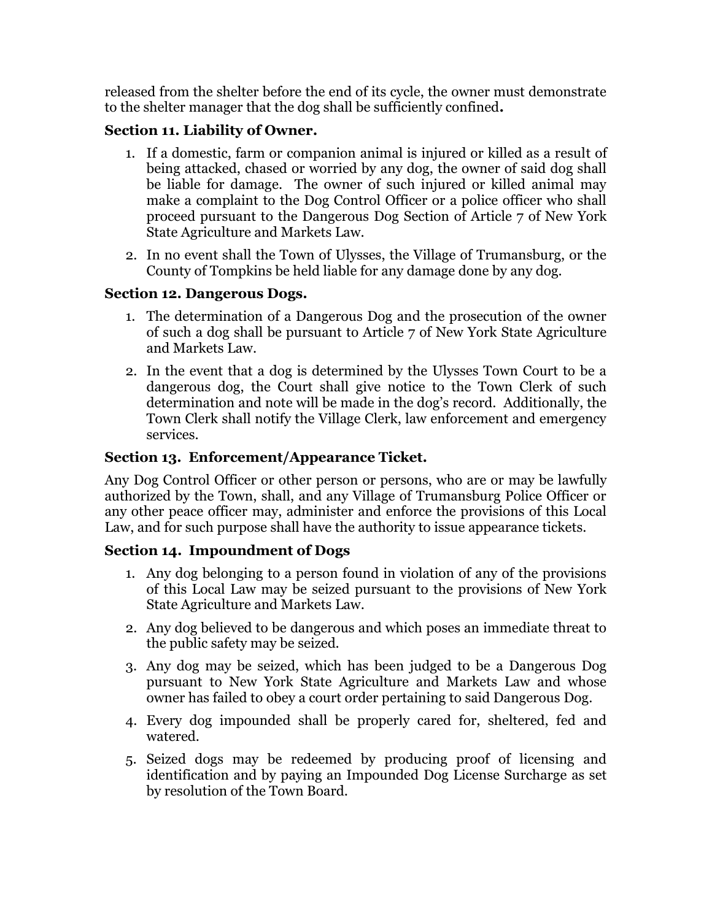released from the shelter before the end of its cycle, the owner must demonstrate to the shelter manager that the dog shall be sufficiently confined**.**

### Section 11. Liability of Owner.

1. If a domestic, farm or companion animal is injured or killed as a result of being attacked, chased or worried by any dog, the owner of said dog shall be liable for damage. The owner of such injured or killed animal may make a complaint to the Dog Control Officer or a police officer who shall proceed pursuant to the Dangerous Dog Section of Article 7 of New York State Agriculture and Markets Law.
2. In no event shall the Town of Ulysses, the Village of Trumansburg, or the County of Tompkins be held liable for any damage done by any dog.

### Section 12. Dangerous Dogs.

1. The determination of a Dangerous Dog and the prosecution of the owner of such a dog shall be pursuant to Article 7 of New York State Agriculture and Markets Law.
2. In the event that a dog is determined by the Ulysses Town Court to be a dangerous dog, the Court shall give notice to the Town Clerk of such determination and note will be made in the dog's record. Additionally, the Town Clerk shall notify the Village Clerk, law enforcement and emergency services.

### Section 13. Enforcement/Appearance Ticket.

Any Dog Control Officer or other person or persons, who are or may be lawfully authorized by the Town, shall, and any Village of Trumansburg Police Officer or any other peace officer may, administer and enforce the provisions of this Local Law, and for such purpose shall have the authority to issue appearance tickets.

### Section 14. Impoundment of Dogs

1. Any dog belonging to a person found in violation of any of the provisions of this Local Law may be seized pursuant to the provisions of New York State Agriculture and Markets Law.
2. Any dog believed to be dangerous and which poses an immediate threat to the public safety may be seized.
3. Any dog may be seized, which has been judged to be a Dangerous Dog pursuant to New York State Agriculture and Markets Law and whose owner has failed to obey a court order pertaining to said Dangerous Dog.
4. Every dog impounded shall be properly cared for, sheltered, fed and watered.
5. Seized dogs may be redeemed by producing proof of licensing and identification and by paying an Impounded Dog License Surcharge as set by resolution of the Town Board.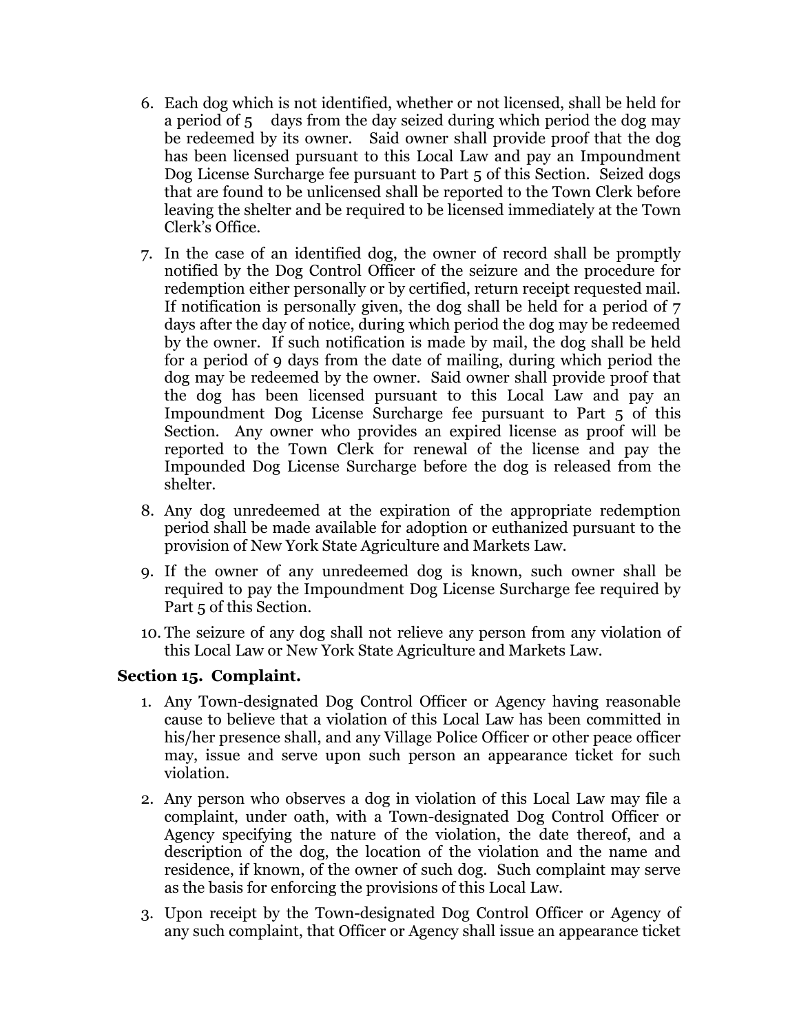6. Each dog which is not identified, whether or not licensed, shall be held for a period of 5 days from the day seized during which period the dog may be redeemed by its owner. Said owner shall provide proof that the dog has been licensed pursuant to this Local Law and pay an Impoundment Dog License Surcharge fee pursuant to Part 5 of this Section. Seized dogs that are found to be unlicensed shall be reported to the Town Clerk before leaving the shelter and be required to be licensed immediately at the Town Clerk's Office.
7. In the case of an identified dog, the owner of record shall be promptly notified by the Dog Control Officer of the seizure and the procedure for redemption either personally or by certified, return receipt requested mail. If notification is personally given, the dog shall be held for a period of 7 days after the day of notice, during which period the dog may be redeemed by the owner. If such notification is made by mail, the dog shall be held for a period of 9 days from the date of mailing, during which period the dog may be redeemed by the owner. Said owner shall provide proof that the dog has been licensed pursuant to this Local Law and pay an Impoundment Dog License Surcharge fee pursuant to Part 5 of this Section. Any owner who provides an expired license as proof will be reported to the Town Clerk for renewal of the license and pay the Impounded Dog License Surcharge before the dog is released from the shelter.
8. Any dog unredeemed at the expiration of the appropriate redemption period shall be made available for adoption or euthanized pursuant to the provision of New York State Agriculture and Markets Law.
9. If the owner of any unredeemed dog is known, such owner shall be required to pay the Impoundment Dog License Surcharge fee required by Part 5 of this Section.
10. The seizure of any dog shall not relieve any person from any violation of this Local Law or New York State Agriculture and Markets Law.

### Section 15. Complaint.

1. Any Town-designated Dog Control Officer or Agency having reasonable cause to believe that a violation of this Local Law has been committed in his/her presence shall, and any Village Police Officer or other peace officer may, issue and serve upon such person an appearance ticket for such violation.
2. Any person who observes a dog in violation of this Local Law may file a complaint, under oath, with a Town-designated Dog Control Officer or Agency specifying the nature of the violation, the date thereof, and a description of the dog, the location of the violation and the name and residence, if known, of the owner of such dog. Such complaint may serve as the basis for enforcing the provisions of this Local Law.
3. Upon receipt by the Town-designated Dog Control Officer or Agency of any such complaint, that Officer or Agency shall issue an appearance ticket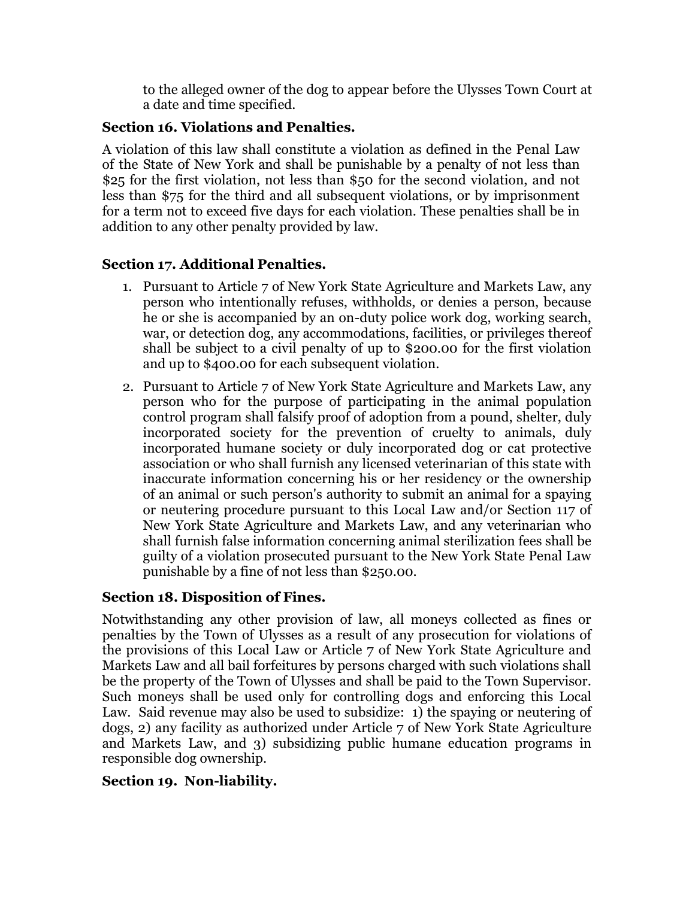to the alleged owner of the dog to appear before the Ulysses Town Court at a date and time specified.

**Section 16. Violations and Penalties.**

A violation of this law shall constitute a violation as defined in the Penal Law of the State of New York and shall be punishable by a penalty of not less than $25 for the first violation, not less than $50 for the second violation, and not less than $75 for the third and all subsequent violations, or by imprisonment for a term not to exceed five days for each violation. These penalties shall be in addition to any other penalty provided by law.

**Section 17. Additional Penalties.**

1. Pursuant to Article 7 of New York State Agriculture and Markets Law, any person who intentionally refuses, withholds, or denies a person, because he or she is accompanied by an on-duty police work dog, working search, war, or detection dog, any accommodations, facilities, or privileges thereof shall be subject to a civil penalty of up to $200.00 for the first violation and up to $400.00 for each subsequent violation.
2. Pursuant to Article 7 of New York State Agriculture and Markets Law, any person who for the purpose of participating in the animal population control program shall falsify proof of adoption from a pound, shelter, duly incorporated society for the prevention of cruelty to animals, duly incorporated humane society or duly incorporated dog or cat protective association or who shall furnish any licensed veterinarian of this state with inaccurate information concerning his or her residency or the ownership of an animal or such person's authority to submit an animal for a spaying or neutering procedure pursuant to this Local Law and/or Section 117 of New York State Agriculture and Markets Law, and any veterinarian who shall furnish false information concerning animal sterilization fees shall be guilty of a violation prosecuted pursuant to the New York State Penal Law punishable by a fine of not less than $250.00.

**Section 18. Disposition of Fines.**

Notwithstanding any other provision of law, all moneys collected as fines or penalties by the Town of Ulysses as a result of any prosecution for violations of the provisions of this Local Law or Article 7 of New York State Agriculture and Markets Law and all bail forfeitures by persons charged with such violations shall be the property of the Town of Ulysses and shall be paid to the Town Supervisor. Such moneys shall be used only for controlling dogs and enforcing this Local Law. Said revenue may also be used to subsidize: 1) the spaying or neutering of dogs, 2) any facility as authorized under Article 7 of New York State Agriculture and Markets Law, and 3) subsidizing public humane education programs in responsible dog ownership.

**Section 19. Non-liability.**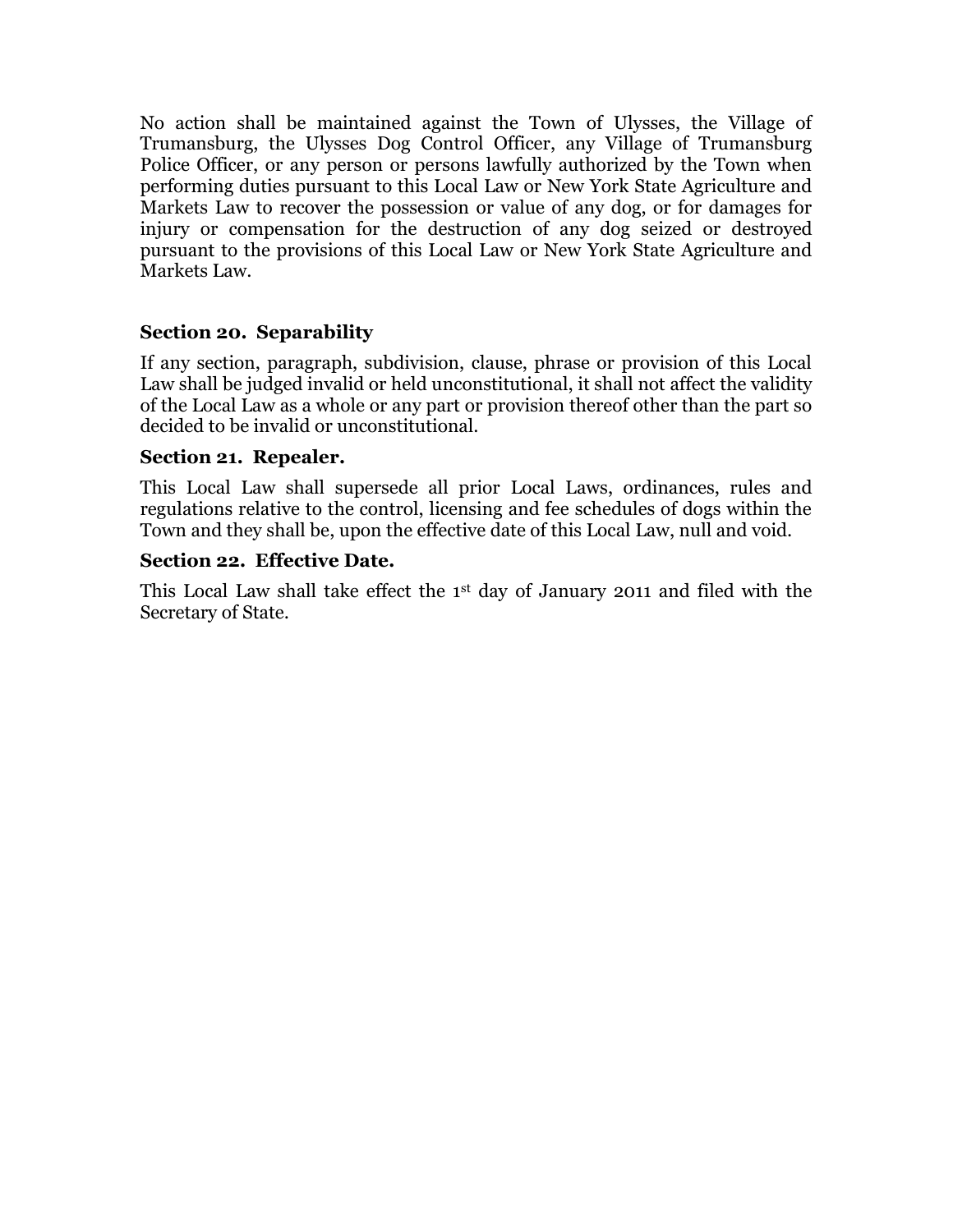No action shall be maintained against the Town of Ulysses, the Village of Trumansburg, the Ulysses Dog Control Officer, any Village of Trumansburg Police Officer, or any person or persons lawfully authorized by the Town when performing duties pursuant to this Local Law or New York State Agriculture and Markets Law to recover the possession or value of any dog, or for damages for injury or compensation for the destruction of any dog seized or destroyed pursuant to the provisions of this Local Law or New York State Agriculture and Markets Law.

**Section 20. Separability**

If any section, paragraph, subdivision, clause, phrase or provision of this Local Law shall be judged invalid or held unconstitutional, it shall not affect the validity of the Local Law as a whole or any part or provision thereof other than the part so decided to be invalid or unconstitutional.

**Section 21. Repealer.**

This Local Law shall supersede all prior Local Laws, ordinances, rules and regulations relative to the control, licensing and fee schedules of dogs within the Town and they shall be, upon the effective date of this Local Law, null and void.

**Section 22. Effective Date.**

This Local Law shall take effect the 1st day of January 2011 and filed with the Secretary of State.